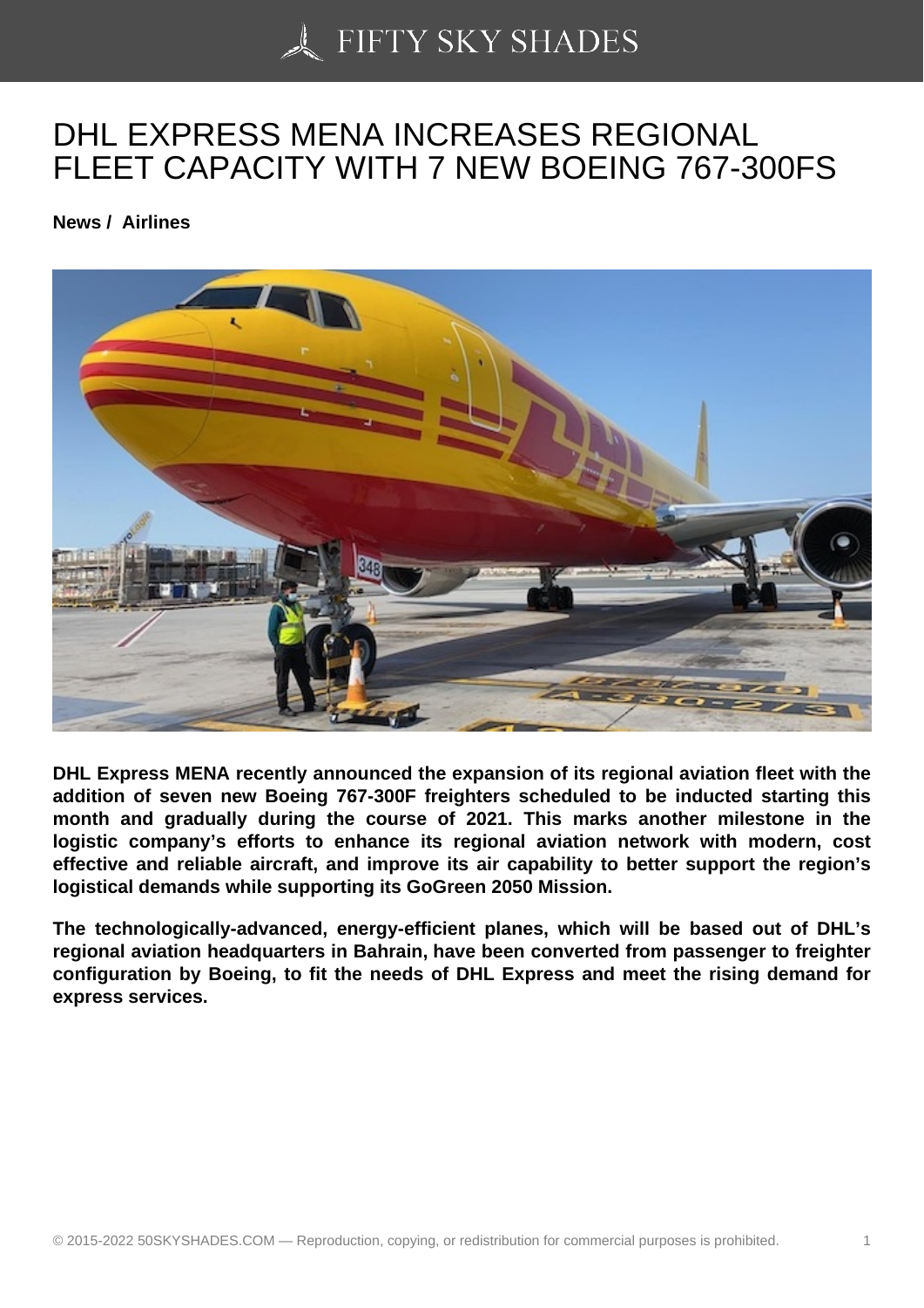# DHL EXPRESS MENA INCREASES REGIONAL FLEET CAPACITY WITH 7 NEW BOEING 767-300FS

**News / Airlines**

**DHL Express MENA recently announced the expansion of its regional aviation fleet with the addition of seven new Boeing 767-300F freighters scheduled to be inducted starting this month and gradually during the course of 2021. This marks another milestone in the logistic company's efforts to enhance its regional aviation network with modern, cost effective and reliable aircraft, and improve its air capability to better support the region's logistical demands while supporting its GoGreen 2050 Mission.**

**The technologically-advanced, energy-efficient planes, which will be based out of DHL's regional aviation headquarters in Bahrain, have been converted from passenger to freighter configuration by Boeing, to fit the needs of DHL Express and meet the rising demand for express services.**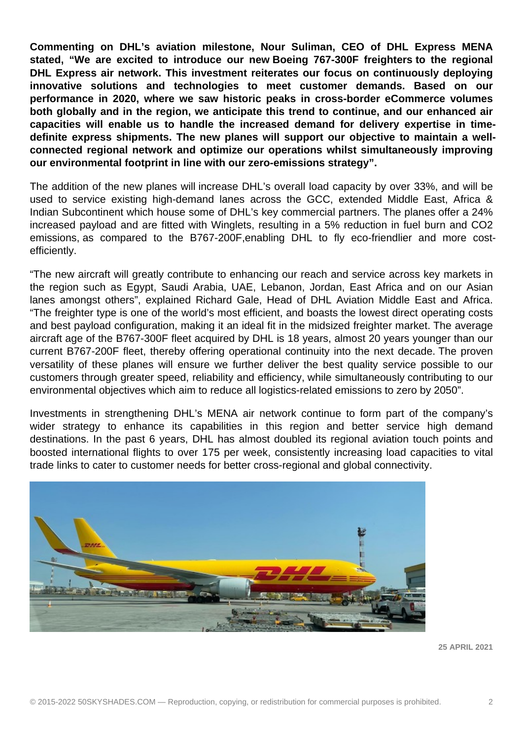**Commenting on DHL's aviation milestone, Nour Suliman, CEO of DHL Express MENA stated, "We are excited to introduce our new Boeing 767-300F freighters to the regional DHL Express air network. This investment reiterates our focus on continuously deploying innovative solutions and technologies to meet customer demands. Based on our performance in 2020, where we saw historic peaks in cross-border eCommerce volumes both globally and in the region, we anticipate this trend to continue, and our enhanced air capacities will enable us to handle the increased demand for delivery expertise in time-definite express shipments. The new planes will support our objective to maintain a well-connected regional network and optimize our operations whilst simultaneously improving our environmental footprint in line with our zero-emissions strategy".**

The addition of the new planes will increase DHL's overall load capacity by over 33%, and will be used to service existing high-demand lanes across the GCC, extended Middle East, Africa & Indian Subcontinent which house some of DHL's key commercial partners. The planes offer a 24% increased payload and are fitted with Winglets, resulting in a 5% reduction in fuel burn and $CO_2$ emissions, as compared to the B767-200F,enabling DHL to fly eco-friendlier and more cost-efficiently.

"The new aircraft will greatly contribute to enhancing our reach and service across key markets in the region such as Egypt, Saudi Arabia, UAE, Lebanon, Jordan, East Africa and on our Asian lanes amongst others", explained Richard Gale, Head of DHL Aviation Middle East and Africa. "The freighter type is one of the world's most efficient, and boasts the lowest direct operating costs and best payload configuration, making it an ideal fit in the midsized freighter market. The average aircraft age of the B767-300F fleet acquired by DHL is 18 years, almost 20 years younger than our current B767-200F fleet, thereby offering operational continuity into the next decade. The proven versatility of these planes will ensure we further deliver the best quality service possible to our customers through greater speed, reliability and efficiency, while simultaneously contributing to our environmental objectives which aim to reduce all logistics-related emissions to zero by 2050".

Investments in strengthening DHL's MENA air network continue to form part of the company's wider strategy to enhance its capabilities in this region and better service high demand destinations. In the past 6 years, DHL has almost doubled its regional aviation touch points and boosted international flights to over 175 per week, consistently increasing load capacities to vital trade links to cater to customer needs for better cross-regional and global connectivity.

**25 APRIL 2021**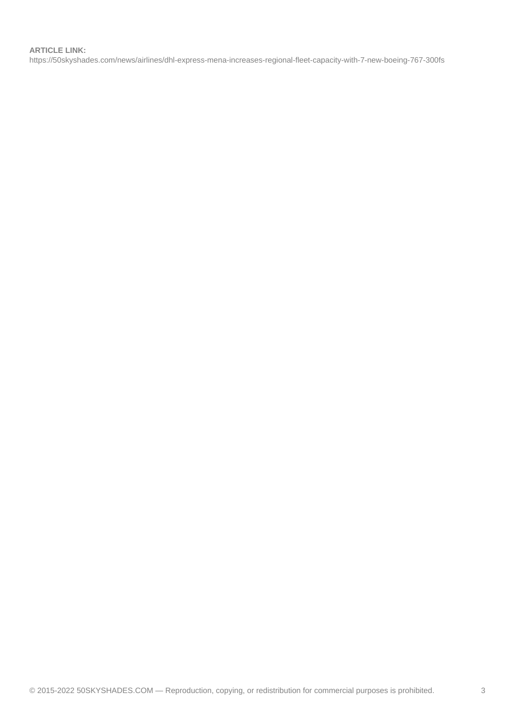**ARTICLE LINK:**
https://50skyshades.com/news/airlines/dhl-express-mena-increases-regional-fleet-capacity-with-7-new-boeing-767-300fs